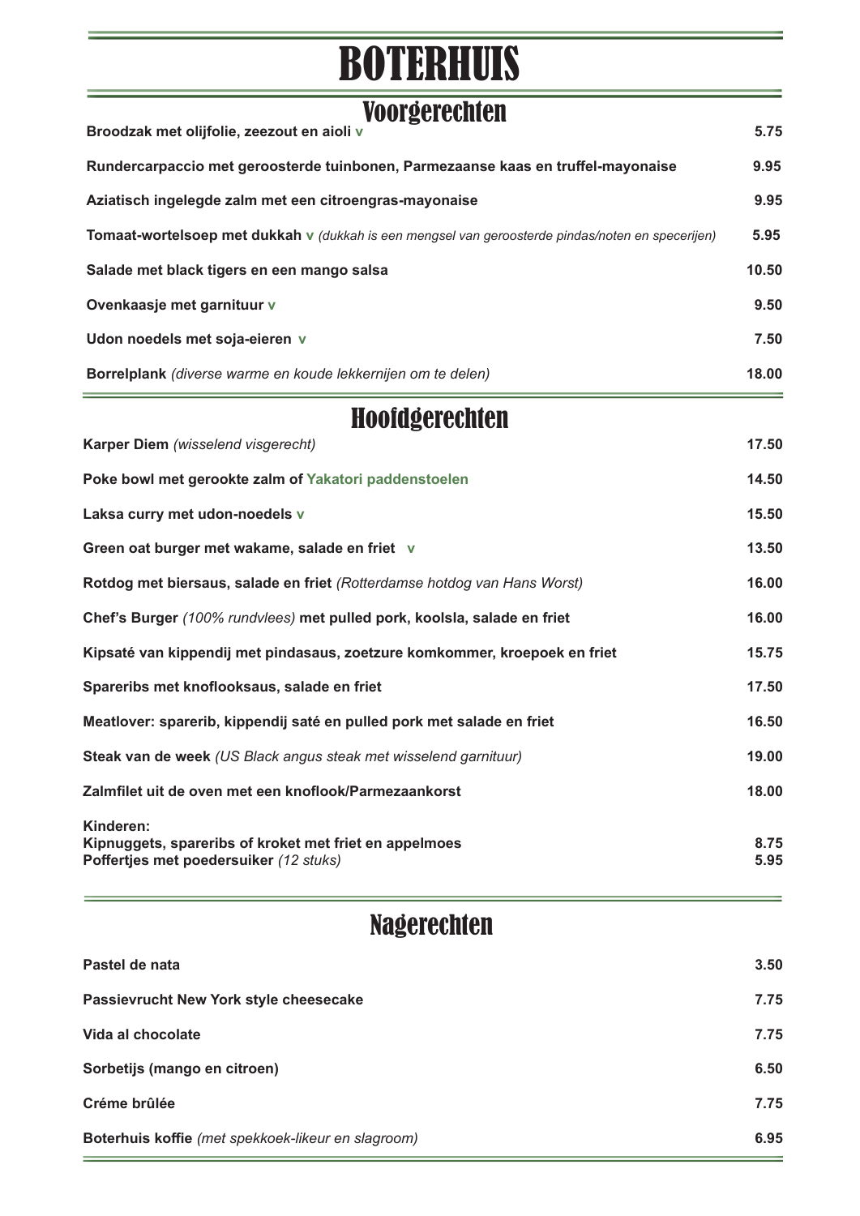# BOTERHUIS

## Voorgerechten

| | |
|---|---|
| **Broodzak met olijfolie, zeezout en aioli** v | **5.75** |
| **Rundercarpaccio met geroosterde tuinbonen, Parmezaanse kaas en truffel-mayonaise** | **9.95** |
| **Aziatisch ingelegde zalm met een citroengras-mayonaise** | **9.95** |
| **Tomaat-wortelsoep met dukkah** v *(dukkah is een mengsel van geroosterde pindas/noten en specerijen)* | **5.95** |
| **Salade met black tigers en een mango salsa** | **10.50** |
| **Ovenkaasje met garnituur** v | **9.50** |
| **Udon noedels met soja-eieren** v | **7.50** |
| **Borrelplank** *(diverse warme en koude lekkernijen om te delen)* | **18.00** |

## Hoofdgerechten

| | |
|---|---|
| **Karper Diem** *(wisselend visgerecht)* | **17.50** |
| **Poke bowl met gerookte zalm of Yakatori paddenstoelen** | **14.50** |
| **Laksa curry met udon-noedels** v | **15.50** |
| **Green oat burger met wakame, salade en friet** v | **13.50** |
| **Rotdog met biersaus, salade en friet** *(Rotterdamse hotdog van Hans Worst)* | **16.00** |
| **Chef's Burger** *(100% rundvlees)* **met pulled pork, koolsla, salade en friet** | **16.00** |
| **Kipsaté van kippendij met pindasaus, zoetzure komkommer, kroepoek en friet** | **15.75** |
| **Spareribs met knoflooksaus, salade en friet** | **17.50** |
| **Meatlover: sparerib, kippendij saté en pulled pork met salade en friet** | **16.50** |
| **Steak van de week** *(US Black angus steak met wisselend garnituur)* | **19.00** |
| **Zalmfilet uit de oven met een knoflook/Parmezaankorst** | **18.00** |
| **Kinderen:** | |
| **Kipnuggets, spareribs of kroket met friet en appelmoes** | **8.75** |
| **Poffertjes met poedersuiker** *(12 stuks)* | **5.95** |

## Nagerechten

| | |
|---|---|
| **Pastel de nata** | **3.50** |
| **Passievrucht New York style cheesecake** | **7.75** |
| **Vida al chocolate** | **7.75** |
| **Sorbetijs (mango en citroen)** | **6.50** |
| **Créme brûlée** | **7.75** |
| **Boterhuis koffie** *(met spekkoek-likeur en slagroom)* | **6.95** |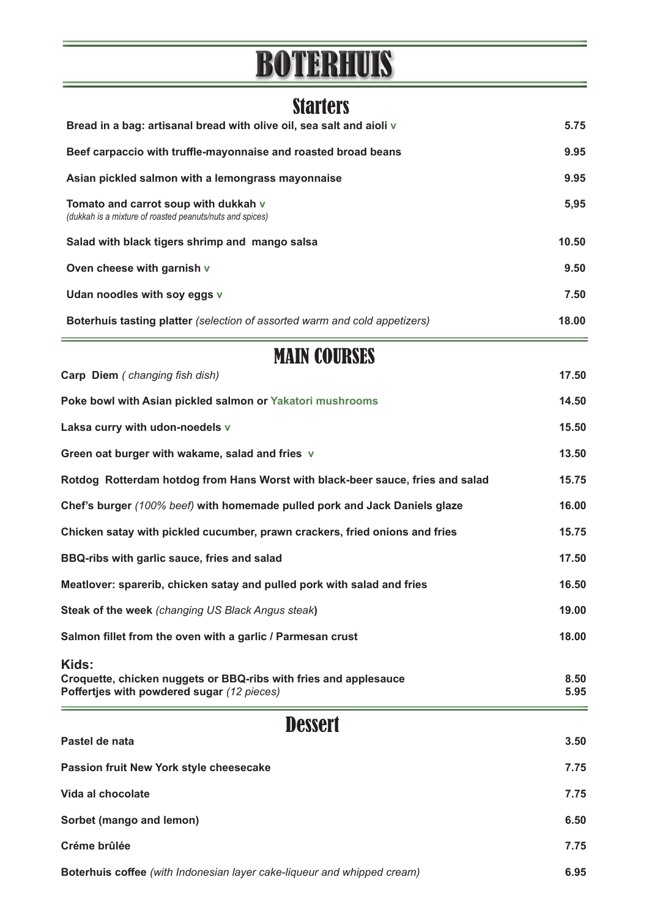# BOTERHUIS

## Starters

| | |
|---|---|
| **Bread in a bag: artisanal bread with olive oil, sea salt and aioli** v | **5.75** |
| **Beef carpaccio with truffle-mayonnaise and roasted broad beans** | **9.95** |
| **Asian pickled salmon with a lemongrass mayonnaise** | **9.95** |
| **Tomato and carrot soup with dukkah** v *(dukkah is a mixture of roasted peanuts/nuts and spices)* | **5,95** |
| **Salad with black tigers shrimp and mango salsa** | **10.50** |
| **Oven cheese with garnish** v | **9.50** |
| **Udan noodles with soy eggs** v | **7.50** |
| **Boterhuis tasting platter** *(selection of assorted warm and cold appetizers)* | **18.00** |

## MAIN COURSES

| | |
|---|---|
| **Carp Diem** *( changing fish dish)* | **17.50** |
| **Poke bowl with Asian pickled salmon or Yakatori mushrooms** | **14.50** |
| **Laksa curry with udon-noedels** v | **15.50** |
| **Green oat burger with wakame, salad and fries** v | **13.50** |
| **Rotdog Rotterdam hotdog from Hans Worst with black-beer sauce, fries and salad** | **15.75** |
| **Chef's burger** *(100% beef)* **with homemade pulled pork and Jack Daniels glaze** | **16.00** |
| **Chicken satay with pickled cucumber, prawn crackers, fried onions and fries** | **15.75** |
| **BBQ-ribs with garlic sauce, fries and salad** | **17.50** |
| **Meatlover: sparerib, chicken satay and pulled pork with salad and fries** | **16.50** |
| **Steak of the week** *(changing US Black Angus steak***)** | **19.00** |
| **Salmon fillet from the oven with a garlic / Parmesan crust** | **18.00** |

**Kids:**

| | |
|---|---|
| **Croquette, chicken nuggets or BBQ-ribs with fries and applesauce** | **8.50** |
| **Poffertjes with powdered sugar** *(12 pieces)* | **5.95** |

## Dessert

| | |
|---|---|
| **Pastel de nata** | **3.50** |
| **Passion fruit New York style cheesecake** | **7.75** |
| **Vida al chocolate** | **7.75** |
| **Sorbet (mango and lemon)** | **6.50** |
| **Créme brûlée** | **7.75** |
| **Boterhuis coffee** *(with Indonesian layer cake-liqueur and whipped cream)* | **6.95** |